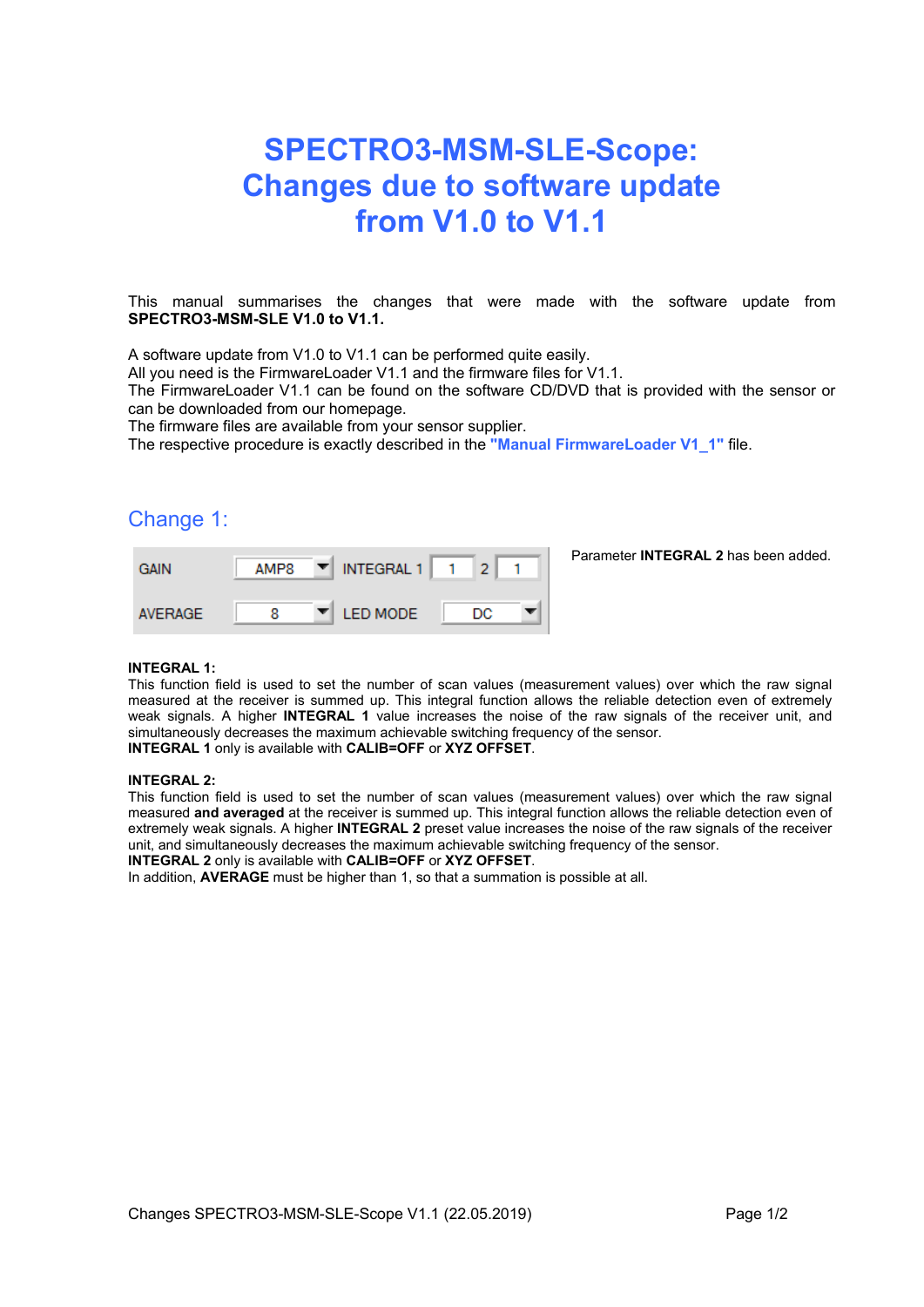# SPECTRO3-MSM-SLE-Scope: Changes due to software update from V1.0 to V1.1

This manual summarises the changes that were made with the software update from **SPECTRO3-MSM-SLE V1.0 to V1.1.**

A software update from V1.0 to V1.1 can be performed quite easily.
All you need is the FirmwareLoader V1.1 and the firmware files for V1.1.
The FirmwareLoader V1.1 can be found on the software CD/DVD that is provided with the sensor or can be downloaded from our homepage.
The firmware files are available from your sensor supplier.
The respective procedure is exactly described in the **"Manual FirmwareLoader V1_1"** file.

## Change 1:

| GAIN | AMP8 | INTEGRAL 1 | 1 | 2 | 1 |
|---|---|---|---|---|---|
| AVERAGE | 8 | LED MODE | DC | | |

Parameter **INTEGRAL 2** has been added.

**INTEGRAL 1:**
This function field is used to set the number of scan values (measurement values) over which the raw signal measured at the receiver is summed up. This integral function allows the reliable detection even of extremely weak signals. A higher **INTEGRAL 1** value increases the noise of the raw signals of the receiver unit, and simultaneously decreases the maximum achievable switching frequency of the sensor.
**INTEGRAL 1** only is available with **CALIB=OFF** or **XYZ OFFSET**.

**INTEGRAL 2:**
This function field is used to set the number of scan values (measurement values) over which the raw signal measured **and averaged** at the receiver is summed up. This integral function allows the reliable detection even of extremely weak signals. A higher **INTEGRAL 2** preset value increases the noise of the raw signals of the receiver unit, and simultaneously decreases the maximum achievable switching frequency of the sensor.
**INTEGRAL 2** only is available with **CALIB=OFF** or **XYZ OFFSET**.
In addition, **AVERAGE** must be higher than 1, so that a summation is possible at all.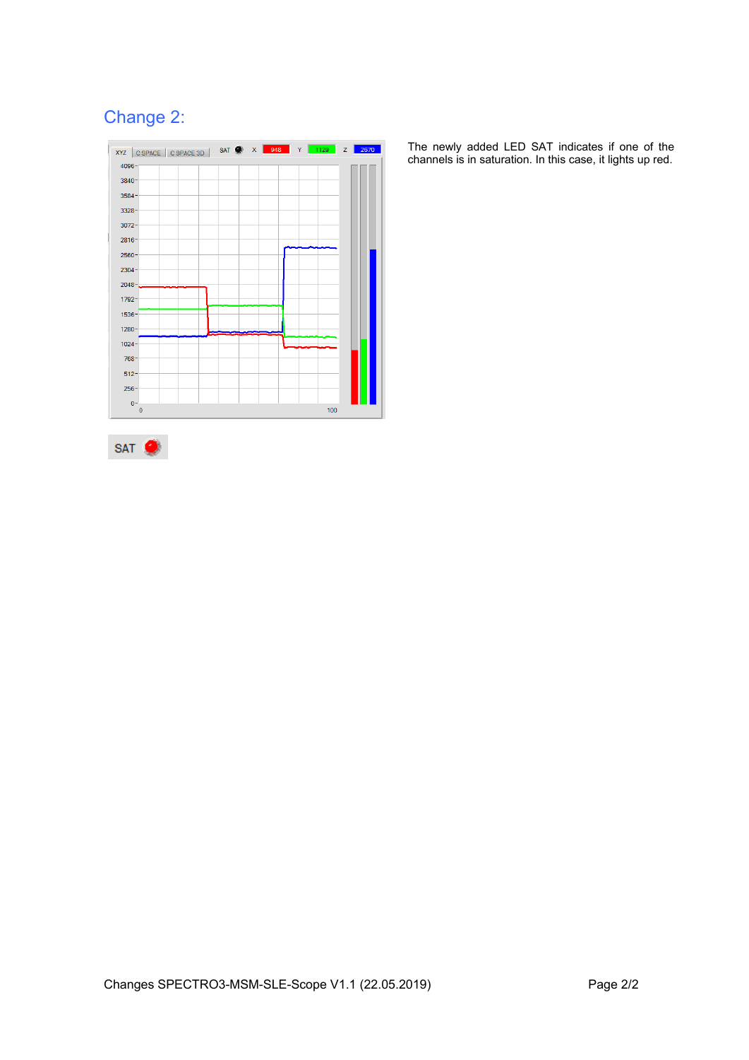## Change 2:

XYZ
C SPACE
C SPACE 3D
SAT
X 948
Y 1129
Z 2670

4096
3840
3584
3328
3072
2816
2560
2304
2048
1792
1536
1280
1024
768
512
256
0

0
100

SAT

The newly added LED SAT indicates if one of the channels is in saturation. In this case, it lights up red.